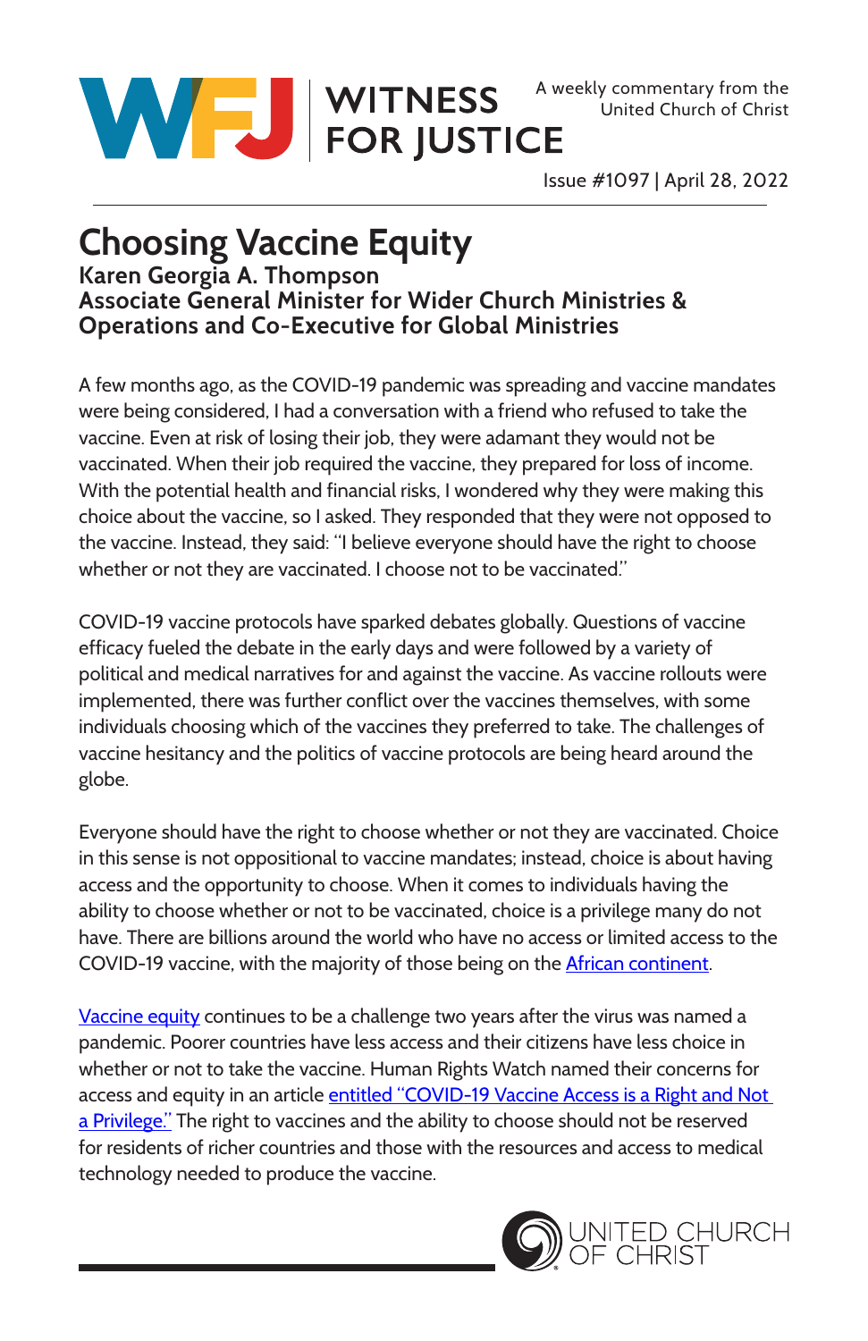# WITNESS FOR JUSTICE

A weekly commentary from the United Church of Christ

Issue #1097 | April 28, 2022

## Choosing Vaccine Equity

**Karen Georgia A. Thompson**
**Associate General Minister for Wider Church Ministries & Operations and Co-Executive for Global Ministries**

A few months ago, as the COVID-19 pandemic was spreading and vaccine mandates were being considered, I had a conversation with a friend who refused to take the vaccine. Even at risk of losing their job, they were adamant they would not be vaccinated. When their job required the vaccine, they prepared for loss of income. With the potential health and financial risks, I wondered why they were making this choice about the vaccine, so I asked. They responded that they were not opposed to the vaccine. Instead, they said: "I believe everyone should have the right to choose whether or not they are vaccinated. I choose not to be vaccinated."

COVID-19 vaccine protocols have sparked debates globally. Questions of vaccine efficacy fueled the debate in the early days and were followed by a variety of political and medical narratives for and against the vaccine. As vaccine rollouts were implemented, there was further conflict over the vaccines themselves, with some individuals choosing which of the vaccines they preferred to take. The challenges of vaccine hesitancy and the politics of vaccine protocols are being heard around the globe.

Everyone should have the right to choose whether or not they are vaccinated. Choice in this sense is not oppositional to vaccine mandates; instead, choice is about having access and the opportunity to choose. When it comes to individuals having the ability to choose whether or not to be vaccinated, choice is a privilege many do not have. There are billions around the world who have no access or limited access to the COVID-19 vaccine, with the majority of those being on the African continent.

Vaccine equity continues to be a challenge two years after the virus was named a pandemic. Poorer countries have less access and their citizens have less choice in whether or not to take the vaccine. Human Rights Watch named their concerns for access and equity in an article entitled "COVID-19 Vaccine Access is a Right and Not a Privilege." The right to vaccines and the ability to choose should not be reserved for residents of richer countries and those with the resources and access to medical technology needed to produce the vaccine.

UNITED CHURCH OF CHRIST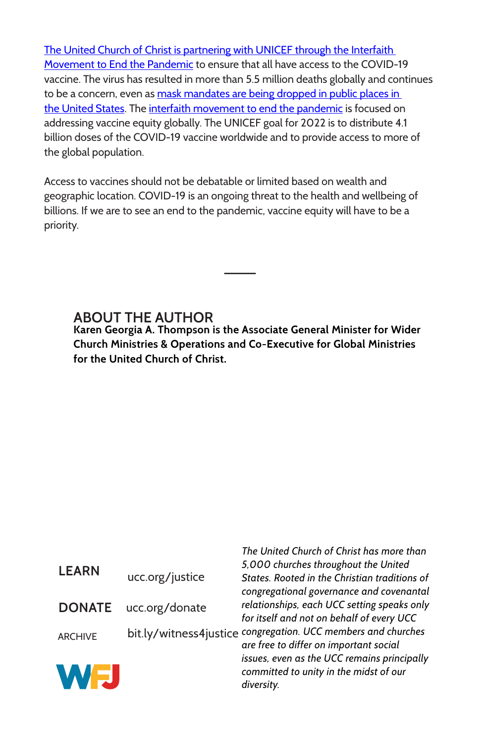The United Church of Christ is partnering with UNICEF through the Interfaith Movement to End the Pandemic to ensure that all have access to the COVID-19 vaccine. The virus has resulted in more than 5.5 million deaths globally and continues to be a concern, even as mask mandates are being dropped in public places in the United States. The interfaith movement to end the pandemic is focused on addressing vaccine equity globally. The UNICEF goal for 2022 is to distribute 4.1 billion doses of the COVID-19 vaccine worldwide and to provide access to more of the global population.

Access to vaccines should not be debatable or limited based on wealth and geographic location. COVID-19 is an ongoing threat to the health and wellbeing of billions. If we are to see an end to the pandemic, vaccine equity will have to be a priority.

---

## ABOUT THE AUTHOR

**Karen Georgia A. Thompson is the Associate General Minister for Wider Church Ministries & Operations and Co-Executive for Global Ministries for the United Church of Christ.**

**LEARN** ucc.org/justice

**DONATE** ucc.org/donate

ARCHIVE bit.ly/witness4justice

WFJ

*The United Church of Christ has more than 5,000 churches throughout the United States. Rooted in the Christian traditions of congregational governance and covenantal relationships, each UCC setting speaks only for itself and not on behalf of every UCC congregation. UCC members and churches are free to differ on important social issues, even as the UCC remains principally committed to unity in the midst of our diversity.*